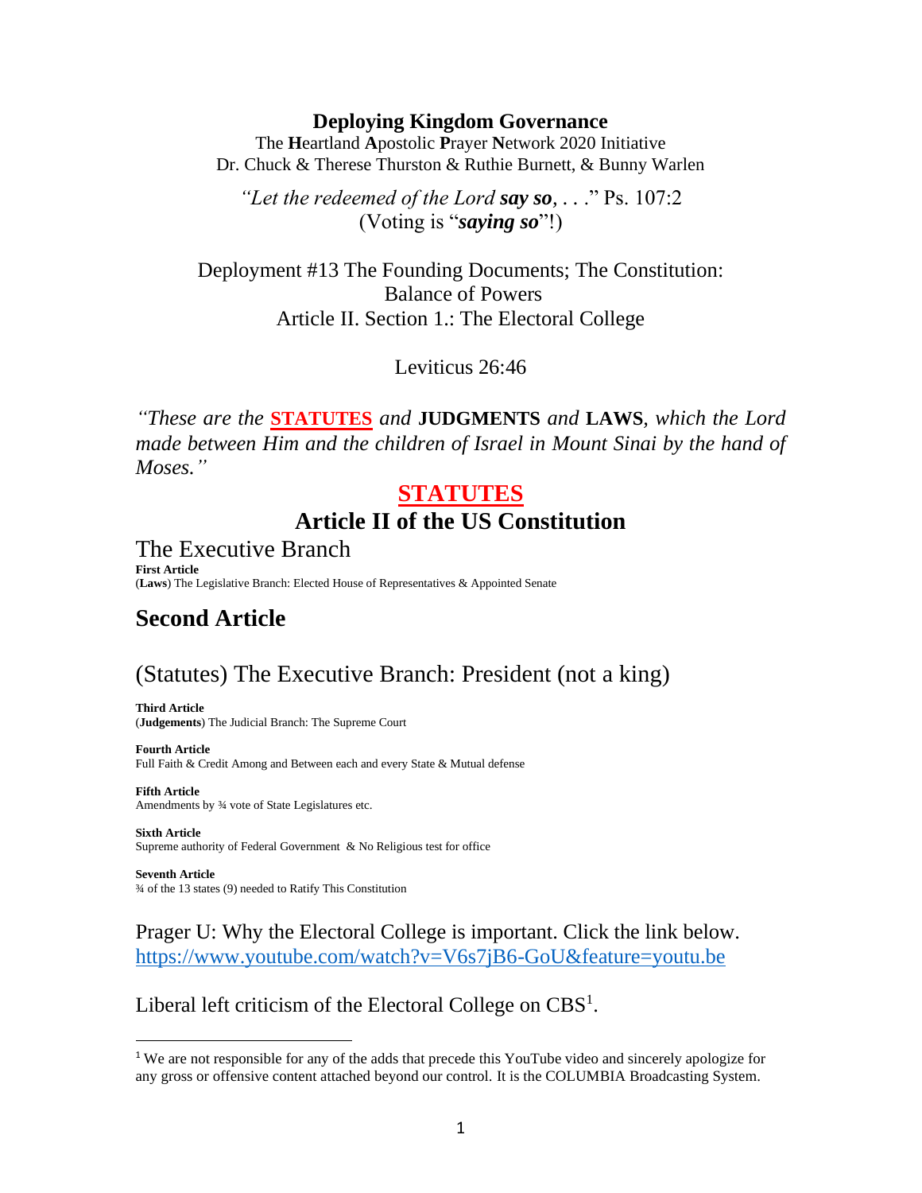**Deploying Kingdom Governance**

The **H**eartland **A**postolic **P**rayer **N**etwork 2020 Initiative
Dr. Chuck & Therese Thurston & Ruthie Burnett, & Bunny Warlen

*"Let the redeemed of the Lord* ***say so****, . . ."* Ps. 107:2
(Voting is "***saying so***"!)

Deployment #13 The Founding Documents; The Constitution:
Balance of Powers
Article II. Section 1.: The Electoral College

Leviticus 26:46

*"These are the* ***STATUTES*** *and* **JUDGMENTS** *and* **LAWS***, which the Lord made between Him and the children of Israel in Mount Sinai by the hand of Moses."*

## STATUTES

## Article II of the US Constitution

### The Executive Branch

**First Article**
(**Laws**) The Legislative Branch: Elected House of Representatives & Appointed Senate

## Second Article

### (Statutes) The Executive Branch: President (not a king)

**Third Article**
(**Judgements**) The Judicial Branch: The Supreme Court

**Fourth Article**
Full Faith & Credit Among and Between each and every State & Mutual defense

**Fifth Article**
Amendments by ¾ vote of State Legislatures etc.

**Sixth Article**
Supreme authority of Federal Government & No Religious test for office

**Seventh Article**
¾ of the 13 states (9) needed to Ratify This Constitution

Prager U: Why the Electoral College is important. Click the link below.
https://www.youtube.com/watch?v=V6s7jB6-GoU&feature=youtu.be

Liberal left criticism of the Electoral College on CBS[1].

---

[1] We are not responsible for any of the adds that precede this YouTube video and sincerely apologize for any gross or offensive content attached beyond our control. It is the COLUMBIA Broadcasting System.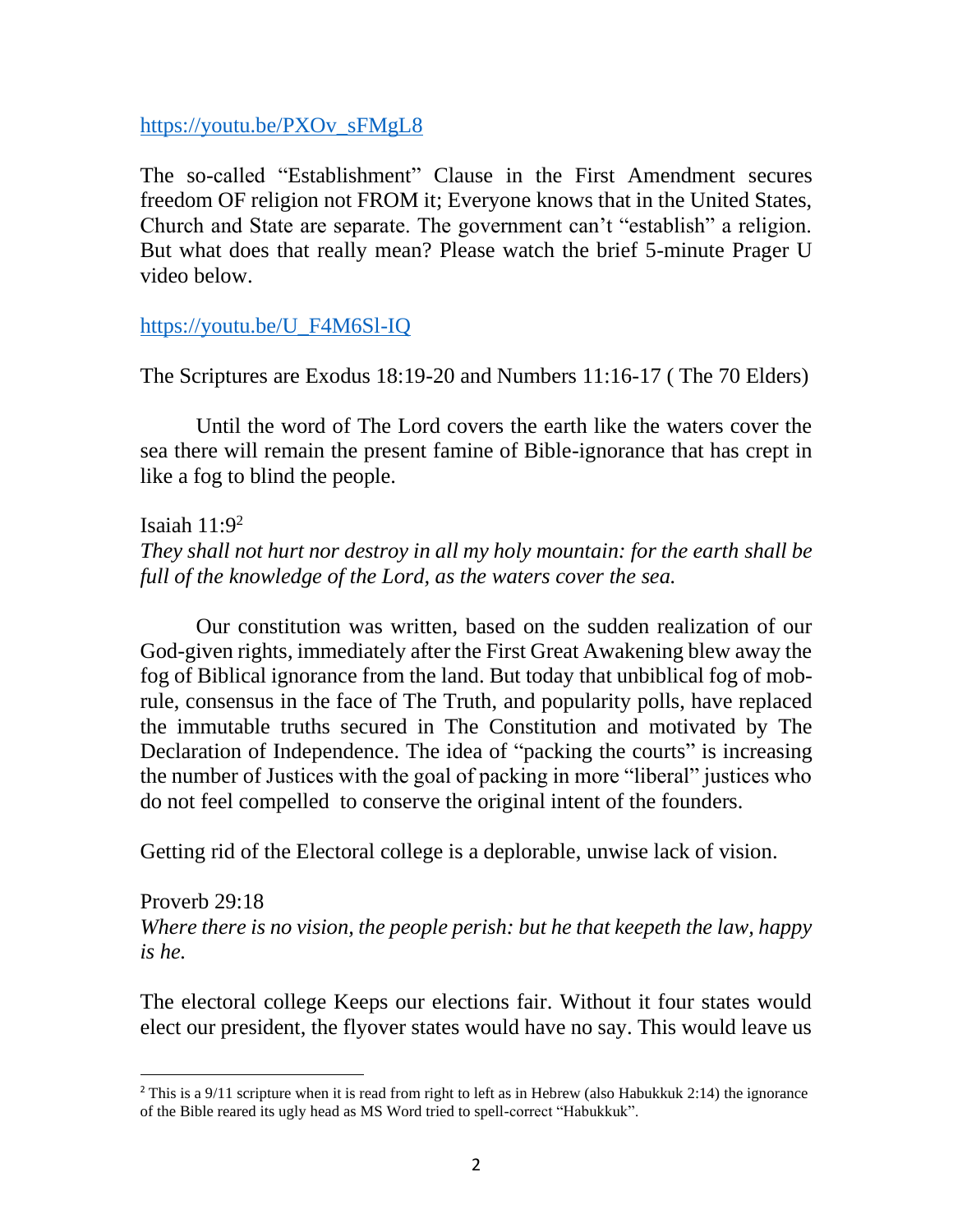https://youtu.be/PXOv_sFMgL8

The so-called “Establishment” Clause in the First Amendment secures freedom OF religion not FROM it; Everyone knows that in the United States, Church and State are separate. The government can’t “establish” a religion. But what does that really mean? Please watch the brief 5-minute Prager U video below.

https://youtu.be/U_F4M6Sl-IQ

The Scriptures are Exodus 18:19-20 and Numbers 11:16-17 ( The 70 Elders)

Until the word of The Lord covers the earth like the waters cover the sea there will remain the present famine of Bible-ignorance that has crept in like a fog to blind the people.

Isaiah 11:9[2]
*They shall not hurt nor destroy in all my holy mountain: for the earth shall be full of the knowledge of the Lord, as the waters cover the sea.*

Our constitution was written, based on the sudden realization of our God-given rights, immediately after the First Great Awakening blew away the fog of Biblical ignorance from the land. But today that unbiblical fog of mob-rule, consensus in the face of The Truth, and popularity polls, have replaced the immutable truths secured in The Constitution and motivated by The Declaration of Independence. The idea of “packing the courts” is increasing the number of Justices with the goal of packing in more “liberal” justices who do not feel compelled to conserve the original intent of the founders.

Getting rid of the Electoral college is a deplorable, unwise lack of vision.

Proverb 29:18
*Where there is no vision, the people perish: but he that keepeth the law, happy is he.*

The electoral college Keeps our elections fair. Without it four states would elect our president, the flyover states would have no say. This would leave us

[2] This is a 9/11 scripture when it is read from right to left as in Hebrew (also Habukkuk 2:14) the ignorance of the Bible reared its ugly head as MS Word tried to spell-correct “Habukkuk”.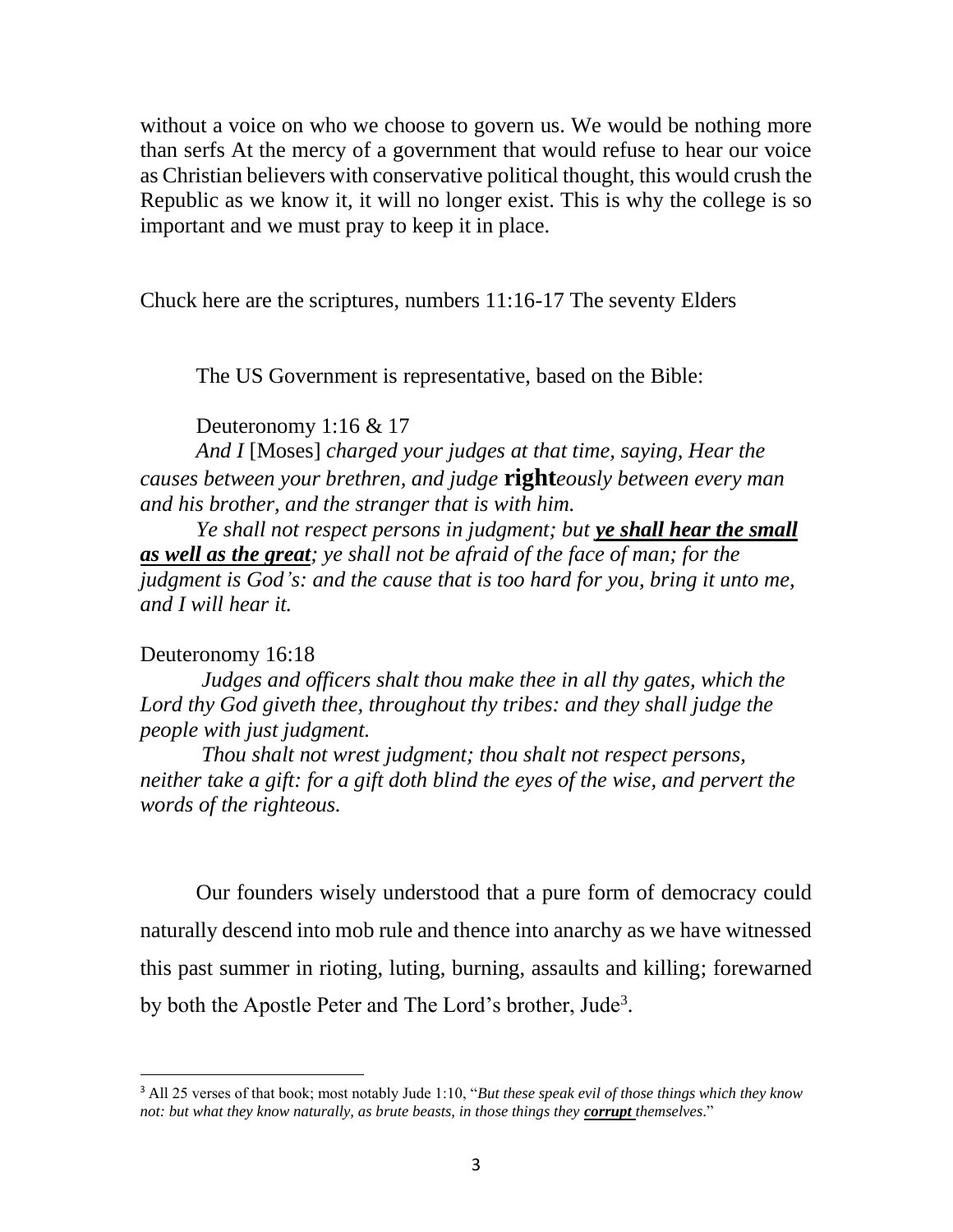without a voice on who we choose to govern us. We would be nothing more than serfs At the mercy of a government that would refuse to hear our voice as Christian believers with conservative political thought, this would crush the Republic as we know it, it will no longer exist. This is why the college is so important and we must pray to keep it in place.

Chuck here are the scriptures, numbers 11:16-17 The seventy Elders

The US Government is representative, based on the Bible:

Deuteronomy 1:16 & 17

*And I* [Moses] *charged your judges at that time, saying, Hear the causes between your brethren, and judge* **right***eously between every man and his brother, and the stranger that is with him.*

*Ye shall not respect persons in judgment; but* ***ye shall hear the small as well as the great****; ye shall not be afraid of the face of man; for the judgment is God's: and the cause that is too hard for you, bring it unto me, and I will hear it.*

Deuteronomy 16:18

*Judges and officers shalt thou make thee in all thy gates, which the Lord thy God giveth thee, throughout thy tribes: and they shall judge the people with just judgment.*

*Thou shalt not wrest judgment; thou shalt not respect persons, neither take a gift: for a gift doth blind the eyes of the wise, and pervert the words of the righteous.*

Our founders wisely understood that a pure form of democracy could naturally descend into mob rule and thence into anarchy as we have witnessed this past summer in rioting, luting, burning, assaults and killing; forewarned by both the Apostle Peter and The Lord's brother, Jude[3].

---

[3] All 25 verses of that book; most notably Jude 1:10, "*But these speak evil of those things which they know not: but what they know naturally, as brute beasts, in those things they* ***corrupt*** *themselves*."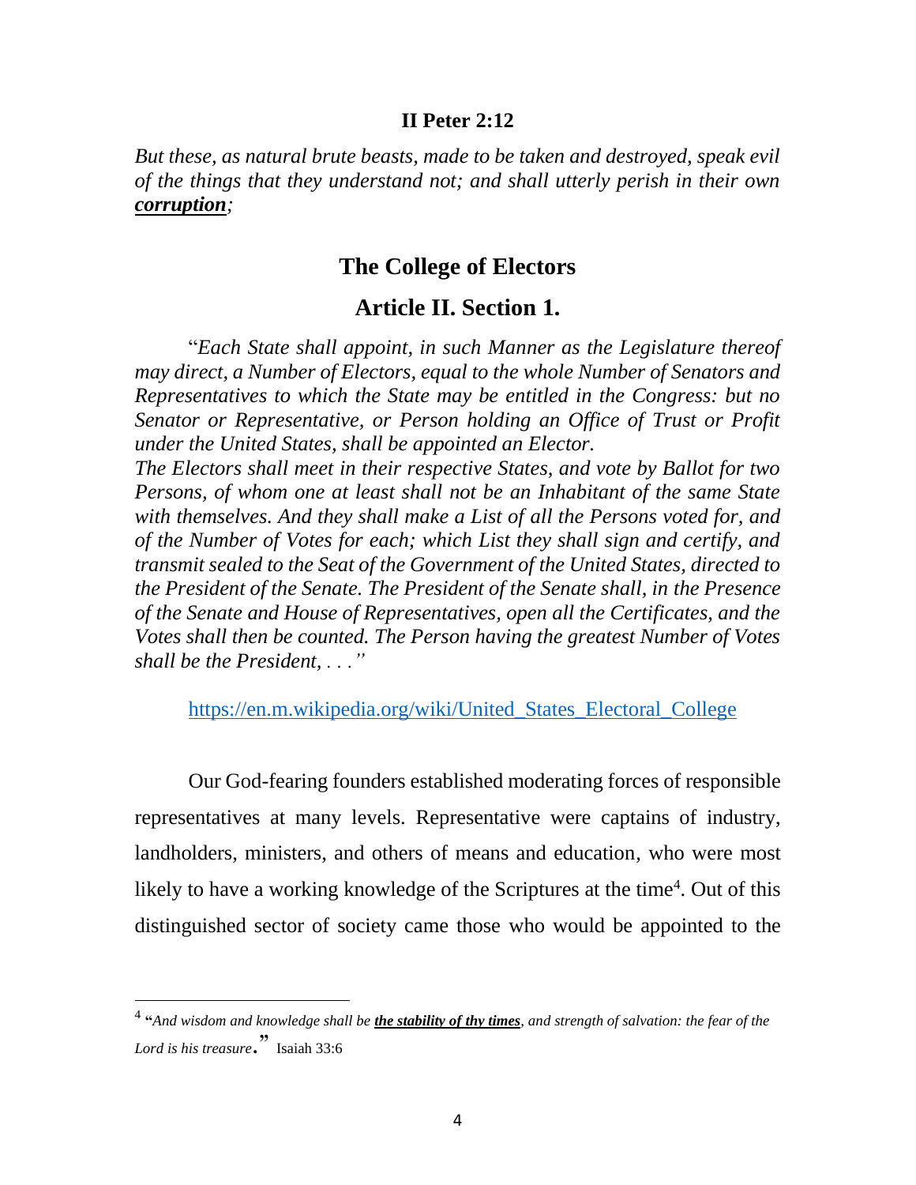**II Peter 2:12**

*But these, as natural brute beasts, made to be taken and destroyed, speak evil of the things that they understand not; and shall utterly perish in their own **corruption**;*

## The College of Electors

## Article II. Section 1.

"*Each State shall appoint, in such Manner as the Legislature thereof may direct, a Number of Electors, equal to the whole Number of Senators and Representatives to which the State may be entitled in the Congress: but no Senator or Representative, or Person holding an Office of Trust or Profit under the United States, shall be appointed an Elector.*
*The Electors shall meet in their respective States, and vote by Ballot for two Persons, of whom one at least shall not be an Inhabitant of the same State with themselves. And they shall make a List of all the Persons voted for, and of the Number of Votes for each; which List they shall sign and certify, and transmit sealed to the Seat of the Government of the United States, directed to the President of the Senate. The President of the Senate shall, in the Presence of the Senate and House of Representatives, open all the Certificates, and the Votes shall then be counted. The Person having the greatest Number of Votes shall be the President, . . .*"

https://en.m.wikipedia.org/wiki/United_States_Electoral_College

Our God-fearing founders established moderating forces of responsible representatives at many levels. Representative were captains of industry, landholders, ministers, and others of means and education, who were most likely to have a working knowledge of the Scriptures at the time[4]. Out of this distinguished sector of society came those who would be appointed to the

---

[4] "*And wisdom and knowledge shall be **the stability of thy times**, and strength of salvation: the fear of the Lord is his treasure*." Isaiah 33:6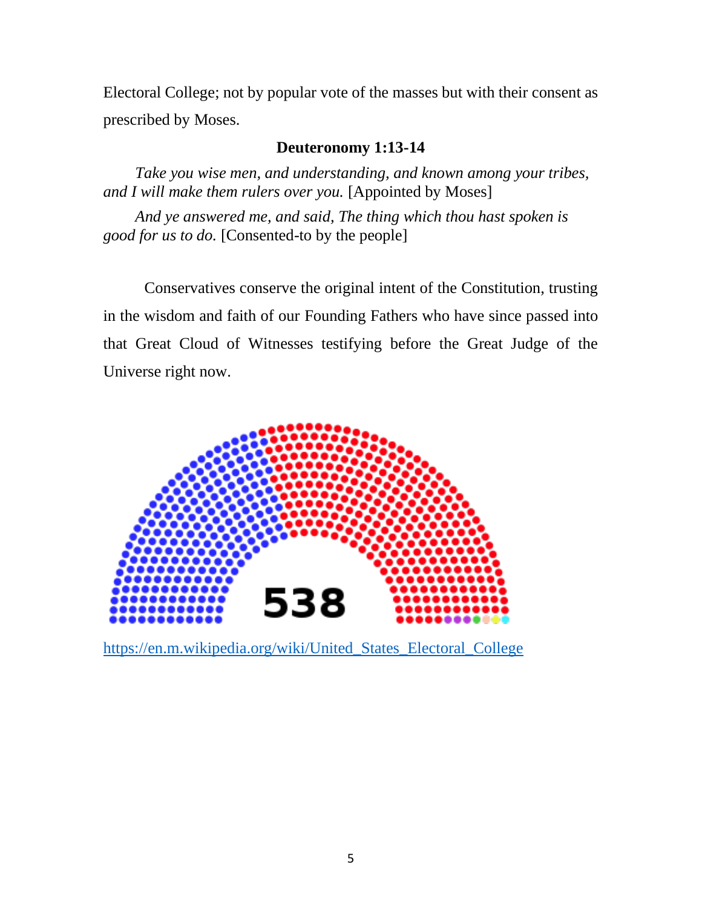Electoral College; not by popular vote of the masses but with their consent as prescribed by Moses.

**Deuteronomy 1:13-14**

*Take you wise men, and understanding, and known among your tribes, and I will make them rulers over you.* [Appointed by Moses]

*And ye answered me, and said, The thing which thou hast spoken is good for us to do.* [Consented-to by the people]

Conservatives conserve the original intent of the Constitution, trusting in the wisdom and faith of our Founding Fathers who have since passed into that Great Cloud of Witnesses testifying before the Great Judge of the Universe right now.

538

https://en.m.wikipedia.org/wiki/United_States_Electoral_College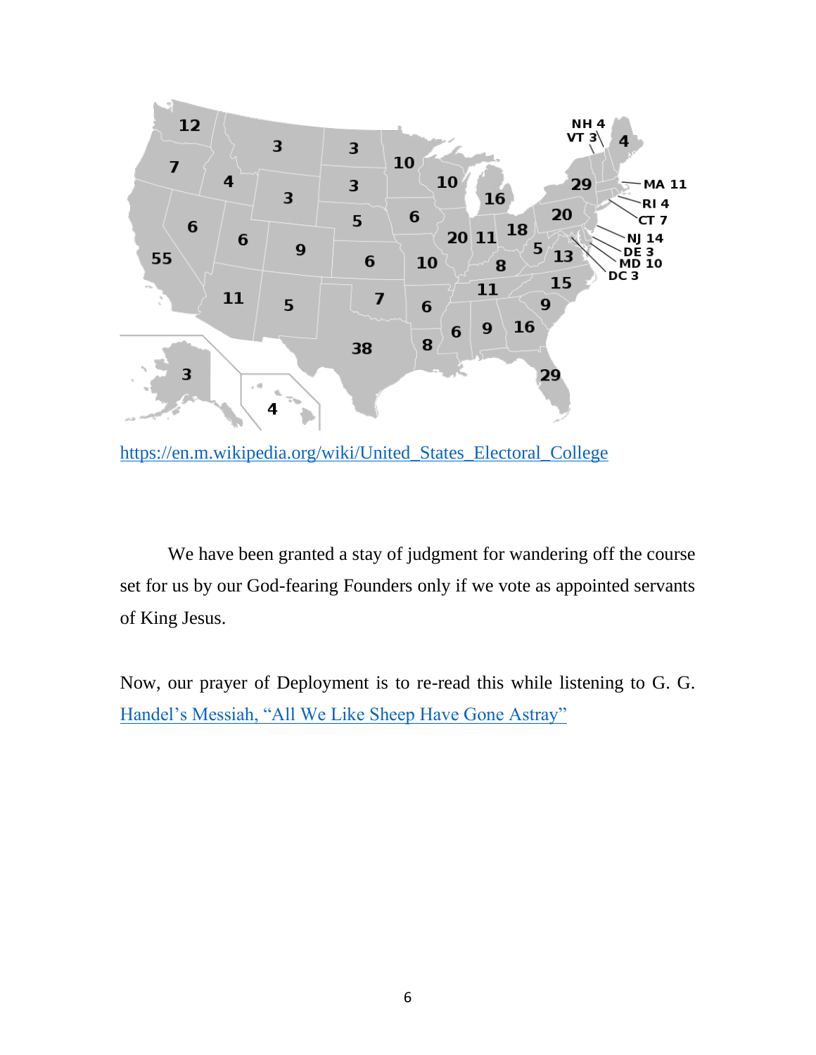https://en.m.wikipedia.org/wiki/United_States_Electoral_College

We have been granted a stay of judgment for wandering off the course set for us by our God-fearing Founders only if we vote as appointed servants of King Jesus.

Now, our prayer of Deployment is to re-read this while listening to G. G. Handel's Messiah, "All We Like Sheep Have Gone Astray"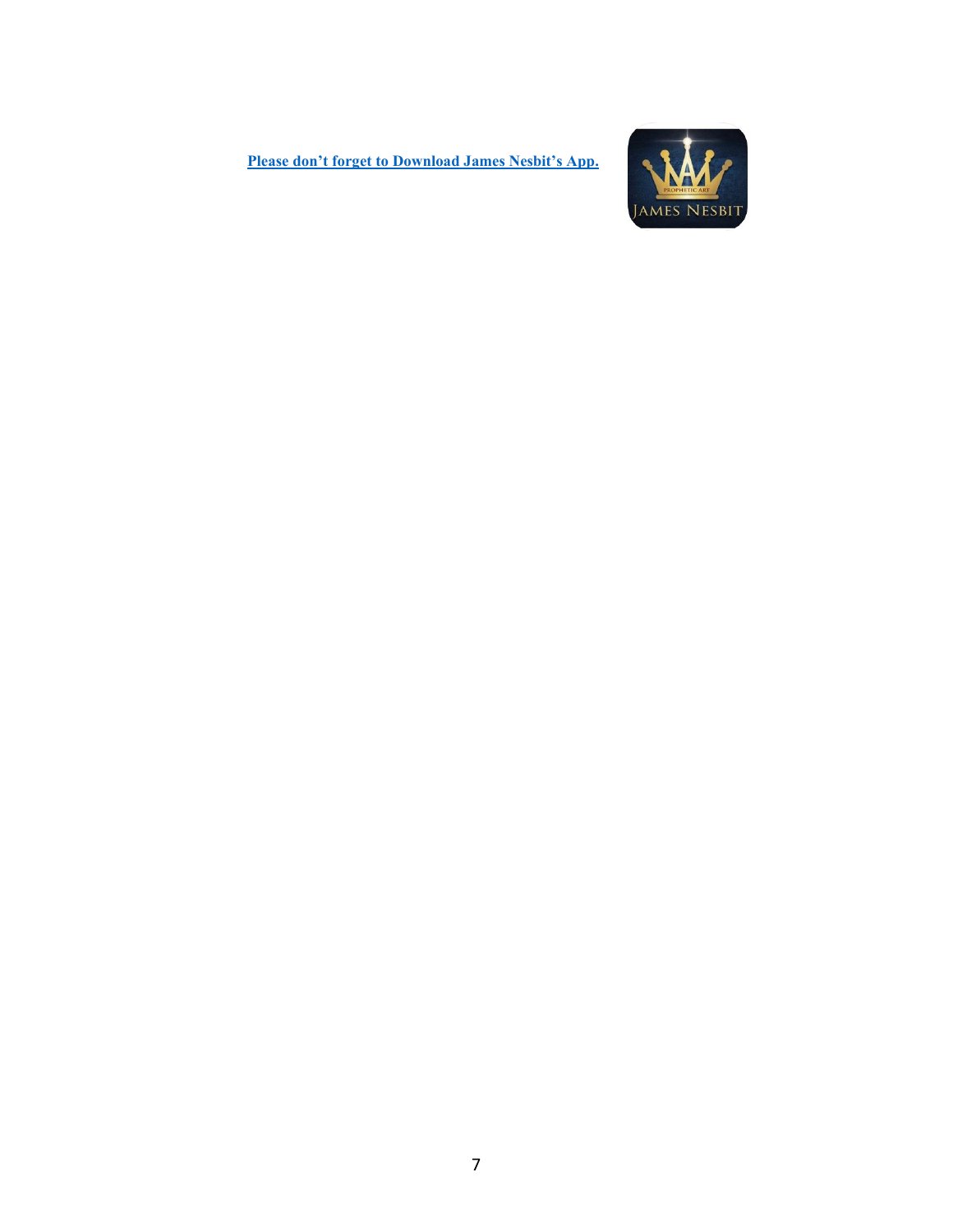**Please don't forget to Download James Nesbit's App.**